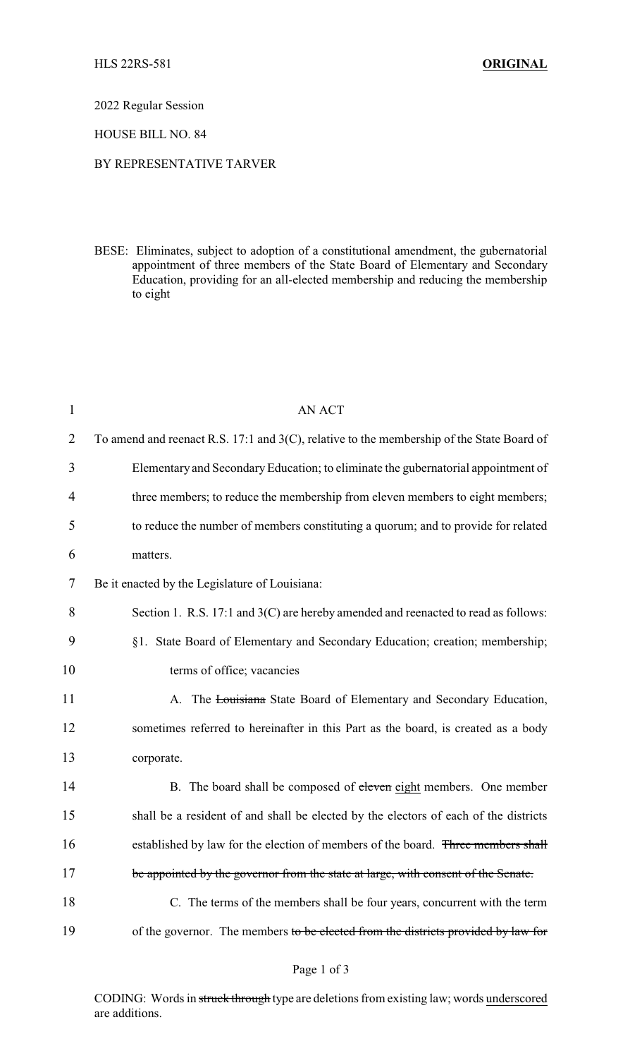HLS 22RS-581 **ORIGINAL**

2022 Regular Session

HOUSE BILL NO. 84

BY REPRESENTATIVE TARVER

BESE: Eliminates, subject to adoption of a constitutional amendment, the gubernatorial appointment of three members of the State Board of Elementary and Secondary Education, providing for an all-elected membership and reducing the membership to eight

AN ACT

To amend and reenact R.S. 17:1 and 3(C), relative to the membership of the State Board of Elementary and Secondary Education; to eliminate the gubernatorial appointment of three members; to reduce the membership from eleven members to eight members; to reduce the number of members constituting a quorum; and to provide for related matters.

Be it enacted by the Legislature of Louisiana:

Section 1. R.S. 17:1 and 3(C) are hereby amended and reenacted to read as follows:

§1. State Board of Elementary and Secondary Education; creation; membership; terms of office; vacancies

A. The ~~Louisiana~~ State Board of Elementary and Secondary Education, sometimes referred to hereinafter in this Part as the board, is created as a body corporate.

B. The board shall be composed of ~~eleven~~ eight members. One member shall be a resident of and shall be elected by the electors of each of the districts established by law for the election of members of the board. ~~Three members shall be appointed by the governor from the state at large, with consent of the Senate.~~

C. The terms of the members shall be four years, concurrent with the term of the governor. The members ~~to be elected from the districts provided by law for~~

CODING: Words in ~~struck through~~ type are deletions from existing law; words underscored are additions.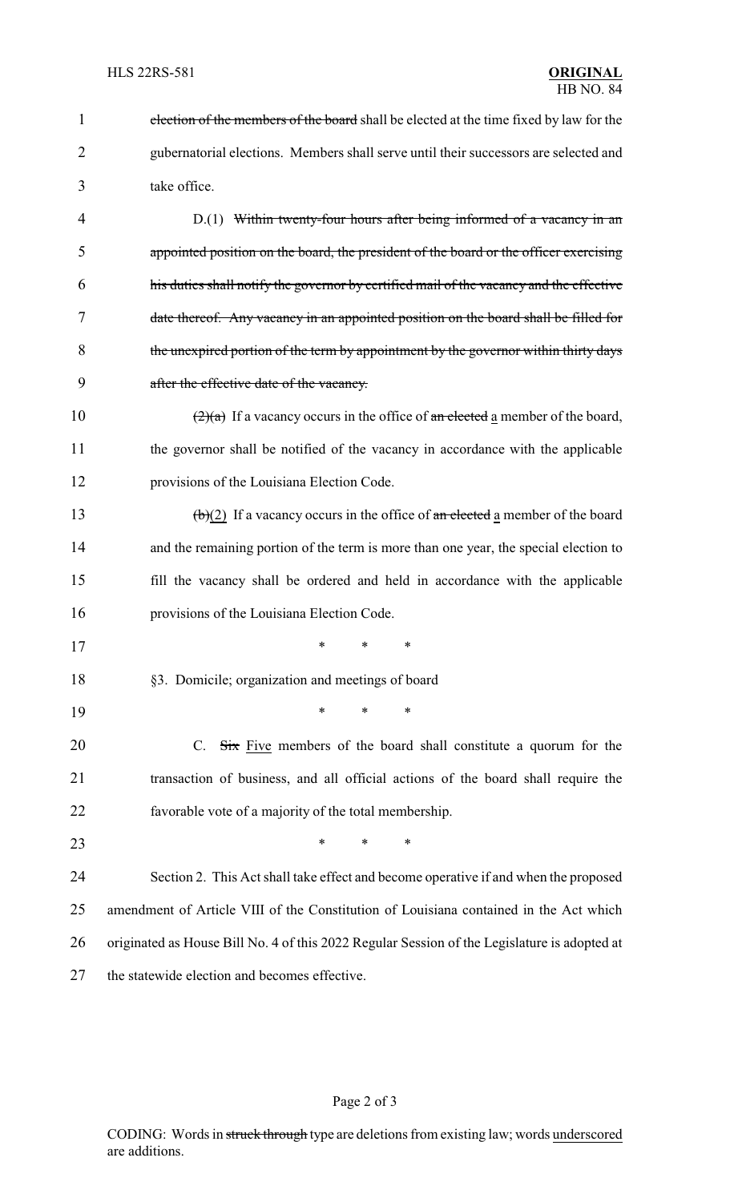~~election of the members of the board~~ shall be elected at the time fixed by law for the gubernatorial elections. Members shall serve until their successors are selected and take office.

D.(1) ~~Within twenty-four hours after being informed of a vacancy in an appointed position on the board, the president of the board or the officer exercising his duties shall notify the governor by certified mail of the vacancy and the effective date thereof. Any vacancy in an appointed position on the board shall be filled for the unexpired portion of the term by appointment by the governor within thirty days after the effective date of the vacancy.~~

~~(2)(a)~~ If a vacancy occurs in the office of ~~an elected~~ <u>a</u> member of the board, the governor shall be notified of the vacancy in accordance with the applicable provisions of the Louisiana Election Code.

~~(b)~~<u>(2)</u> If a vacancy occurs in the office of ~~an elected~~ <u>a</u> member of the board and the remaining portion of the term is more than one year, the special election to fill the vacancy shall be ordered and held in accordance with the applicable provisions of the Louisiana Election Code.

\* \* \*

§3. Domicile; organization and meetings of board

\* \* \*

C. ~~Six~~ <u>Five</u> members of the board shall constitute a quorum for the transaction of business, and all official actions of the board shall require the favorable vote of a majority of the total membership.

\* \* \*

Section 2. This Act shall take effect and become operative if and when the proposed amendment of Article VIII of the Constitution of Louisiana contained in the Act which originated as House Bill No. 4 of this 2022 Regular Session of the Legislature is adopted at the statewide election and becomes effective.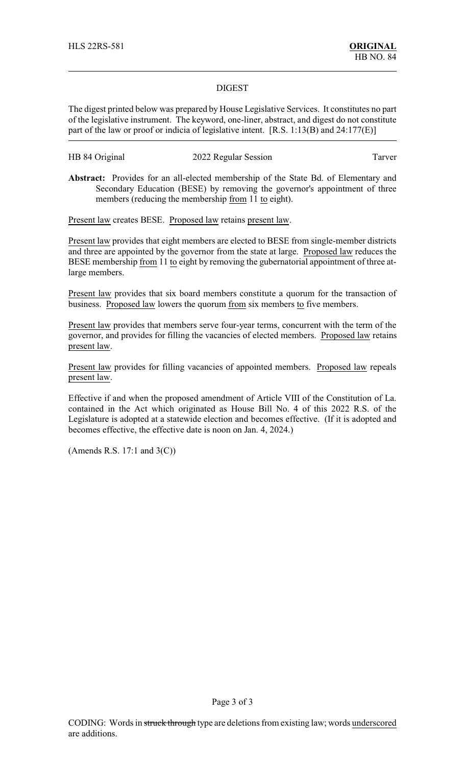HLS 22RS-581 **ORIGINAL**
HB NO. 84

## DIGEST

The digest printed below was prepared by House Legislative Services. It constitutes no part of the legislative instrument. The keyword, one-liner, abstract, and digest do not constitute part of the law or proof or indicia of legislative intent. [R.S. 1:13(B) and 24:177(E)]

HB 84 Original 2022 Regular Session Tarver

**Abstract:** Provides for an all-elected membership of the State Bd. of Elementary and Secondary Education (BESE) by removing the governor's appointment of three members (reducing the membership from 11 to eight).

Present law creates BESE. Proposed law retains present law.

Present law provides that eight members are elected to BESE from single-member districts and three are appointed by the governor from the state at large. Proposed law reduces the BESE membership from 11 to eight by removing the gubernatorial appointment of three at-large members.

Present law provides that six board members constitute a quorum for the transaction of business. Proposed law lowers the quorum from six members to five members.

Present law provides that members serve four-year terms, concurrent with the term of the governor, and provides for filling the vacancies of elected members. Proposed law retains present law.

Present law provides for filling vacancies of appointed members. Proposed law repeals present law.

Effective if and when the proposed amendment of Article VIII of the Constitution of La. contained in the Act which originated as House Bill No. 4 of this 2022 R.S. of the Legislature is adopted at a statewide election and becomes effective. (If it is adopted and becomes effective, the effective date is noon on Jan. 4, 2024.)

(Amends R.S. 17:1 and 3(C))

CODING: Words in ~~struck through~~ type are deletions from existing law; words underscored are additions.